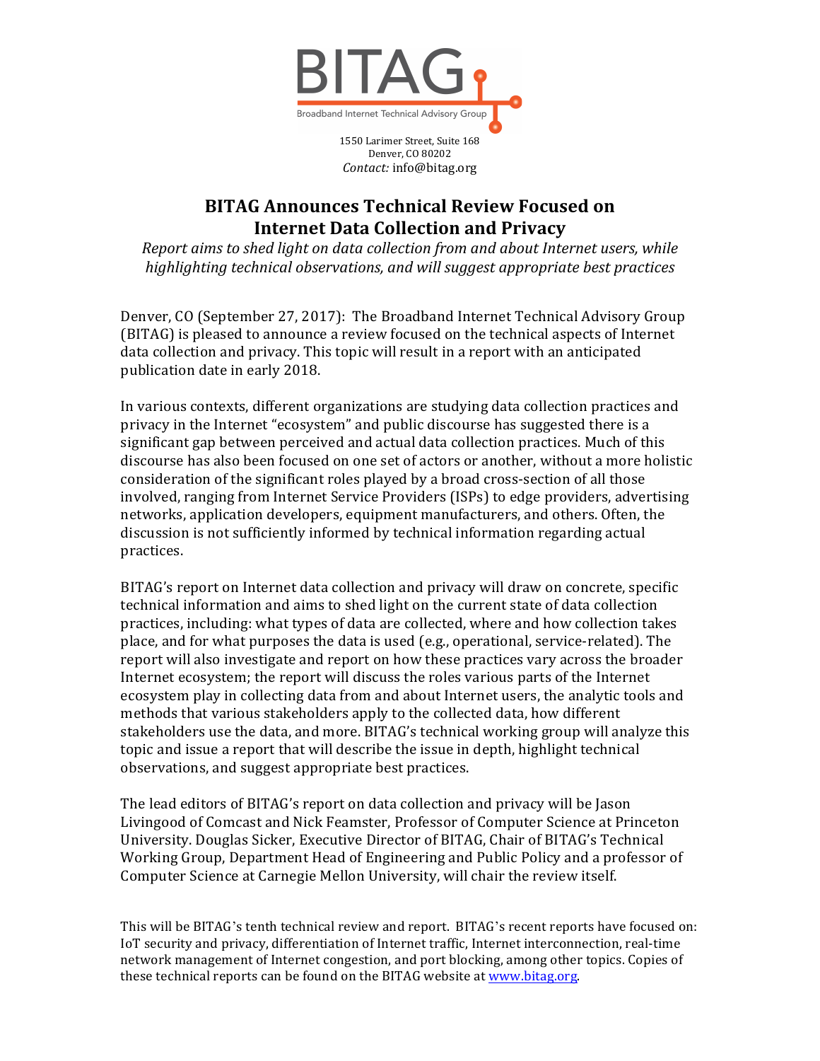BITAG

Broadband Internet Technical Advisory Group

1550 Larimer Street, Suite 168
Denver, CO 80202
*Contact:* info@bitag.org

# BITAG Announces Technical Review Focused on Internet Data Collection and Privacy

*Report aims to shed light on data collection from and about Internet users, while highlighting technical observations, and will suggest appropriate best practices*

Denver, CO (September 27, 2017): The Broadband Internet Technical Advisory Group (BITAG) is pleased to announce a review focused on the technical aspects of Internet data collection and privacy. This topic will result in a report with an anticipated publication date in early 2018.

In various contexts, different organizations are studying data collection practices and privacy in the Internet "ecosystem" and public discourse has suggested there is a significant gap between perceived and actual data collection practices. Much of this discourse has also been focused on one set of actors or another, without a more holistic consideration of the significant roles played by a broad cross-section of all those involved, ranging from Internet Service Providers (ISPs) to edge providers, advertising networks, application developers, equipment manufacturers, and others. Often, the discussion is not sufficiently informed by technical information regarding actual practices.

BITAG's report on Internet data collection and privacy will draw on concrete, specific technical information and aims to shed light on the current state of data collection practices, including: what types of data are collected, where and how collection takes place, and for what purposes the data is used (e.g., operational, service-related). The report will also investigate and report on how these practices vary across the broader Internet ecosystem; the report will discuss the roles various parts of the Internet ecosystem play in collecting data from and about Internet users, the analytic tools and methods that various stakeholders apply to the collected data, how different stakeholders use the data, and more. BITAG's technical working group will analyze this topic and issue a report that will describe the issue in depth, highlight technical observations, and suggest appropriate best practices.

The lead editors of BITAG's report on data collection and privacy will be Jason Livingood of Comcast and Nick Feamster, Professor of Computer Science at Princeton University. Douglas Sicker, Executive Director of BITAG, Chair of BITAG's Technical Working Group, Department Head of Engineering and Public Policy and a professor of Computer Science at Carnegie Mellon University, will chair the review itself.

This will be BITAG's tenth technical review and report. BITAG's recent reports have focused on: IoT security and privacy, differentiation of Internet traffic, Internet interconnection, real-time network management of Internet congestion, and port blocking, among other topics. Copies of these technical reports can be found on the BITAG website at [www.bitag.org](http://www.bitag.org).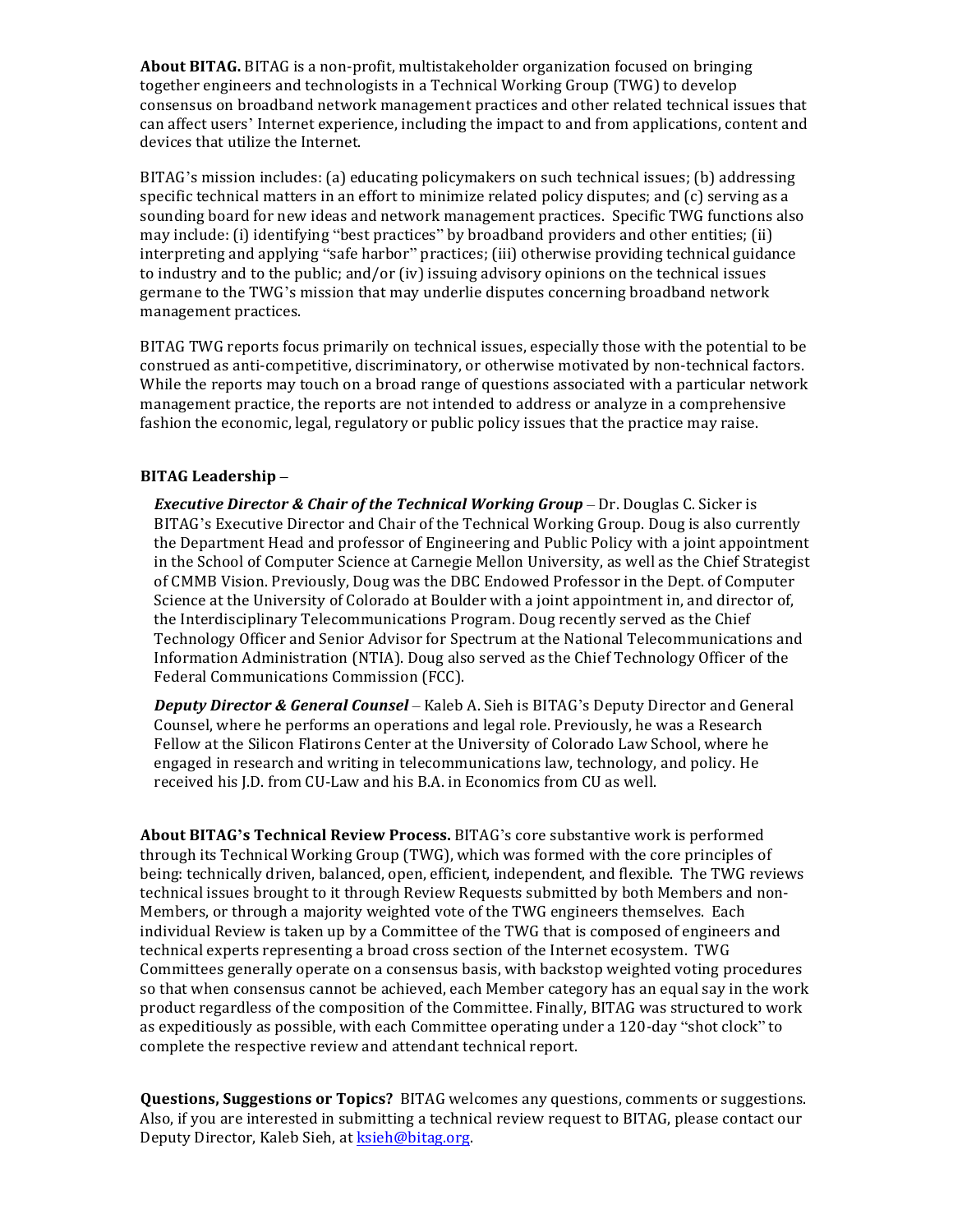**About BITAG.** BITAG is a non-profit, multistakeholder organization focused on bringing together engineers and technologists in a Technical Working Group (TWG) to develop consensus on broadband network management practices and other related technical issues that can affect users' Internet experience, including the impact to and from applications, content and devices that utilize the Internet.

BITAG's mission includes: (a) educating policymakers on such technical issues; (b) addressing specific technical matters in an effort to minimize related policy disputes; and (c) serving as a sounding board for new ideas and network management practices. Specific TWG functions also may include: (i) identifying "best practices" by broadband providers and other entities; (ii) interpreting and applying "safe harbor" practices; (iii) otherwise providing technical guidance to industry and to the public; and/or (iv) issuing advisory opinions on the technical issues germane to the TWG's mission that may underlie disputes concerning broadband network management practices.

BITAG TWG reports focus primarily on technical issues, especially those with the potential to be construed as anti-competitive, discriminatory, or otherwise motivated by non-technical factors. While the reports may touch on a broad range of questions associated with a particular network management practice, the reports are not intended to address or analyze in a comprehensive fashion the economic, legal, regulatory or public policy issues that the practice may raise.

**BITAG Leadership** –

***Executive Director & Chair of the Technical Working Group*** – Dr. Douglas C. Sicker is BITAG's Executive Director and Chair of the Technical Working Group. Doug is also currently the Department Head and professor of Engineering and Public Policy with a joint appointment in the School of Computer Science at Carnegie Mellon University, as well as the Chief Strategist of CMMB Vision. Previously, Doug was the DBC Endowed Professor in the Dept. of Computer Science at the University of Colorado at Boulder with a joint appointment in, and director of, the Interdisciplinary Telecommunications Program. Doug recently served as the Chief Technology Officer and Senior Advisor for Spectrum at the National Telecommunications and Information Administration (NTIA). Doug also served as the Chief Technology Officer of the Federal Communications Commission (FCC).

***Deputy Director & General Counsel*** – Kaleb A. Sieh is BITAG's Deputy Director and General Counsel, where he performs an operations and legal role. Previously, he was a Research Fellow at the Silicon Flatirons Center at the University of Colorado Law School, where he engaged in research and writing in telecommunications law, technology, and policy. He received his J.D. from CU-Law and his B.A. in Economics from CU as well.

**About BITAG's Technical Review Process.** BITAG's core substantive work is performed through its Technical Working Group (TWG), which was formed with the core principles of being: technically driven, balanced, open, efficient, independent, and flexible. The TWG reviews technical issues brought to it through Review Requests submitted by both Members and non-Members, or through a majority weighted vote of the TWG engineers themselves. Each individual Review is taken up by a Committee of the TWG that is composed of engineers and technical experts representing a broad cross section of the Internet ecosystem. TWG Committees generally operate on a consensus basis, with backstop weighted voting procedures so that when consensus cannot be achieved, each Member category has an equal say in the work product regardless of the composition of the Committee. Finally, BITAG was structured to work as expeditiously as possible, with each Committee operating under a 120-day "shot clock" to complete the respective review and attendant technical report.

**Questions, Suggestions or Topics?** BITAG welcomes any questions, comments or suggestions. Also, if you are interested in submitting a technical review request to BITAG, please contact our Deputy Director, Kaleb Sieh, at ksieh@bitag.org.